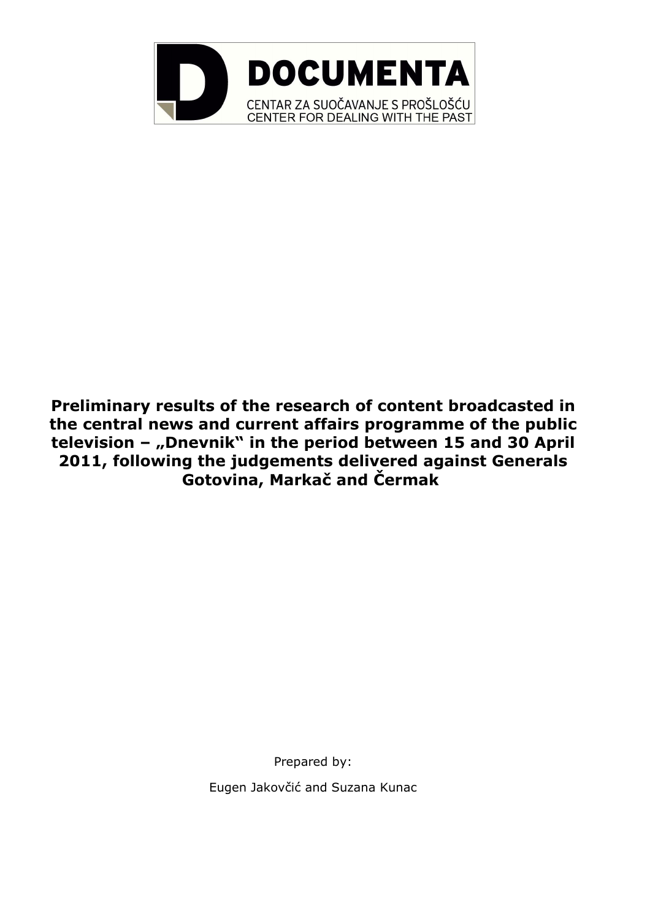DOCUMENTA

CENTAR ZA SUOČAVANJE S PROŠLOŠĆU
CENTER FOR DEALING WITH THE PAST

# Preliminary results of the research of content broadcasted in the central news and current affairs programme of the public television – „Dnevnik" in the period between 15 and 30 April 2011, following the judgements delivered against Generals Gotovina, Markač and Čermak

Prepared by:

Eugen Jakovčić and Suzana Kunac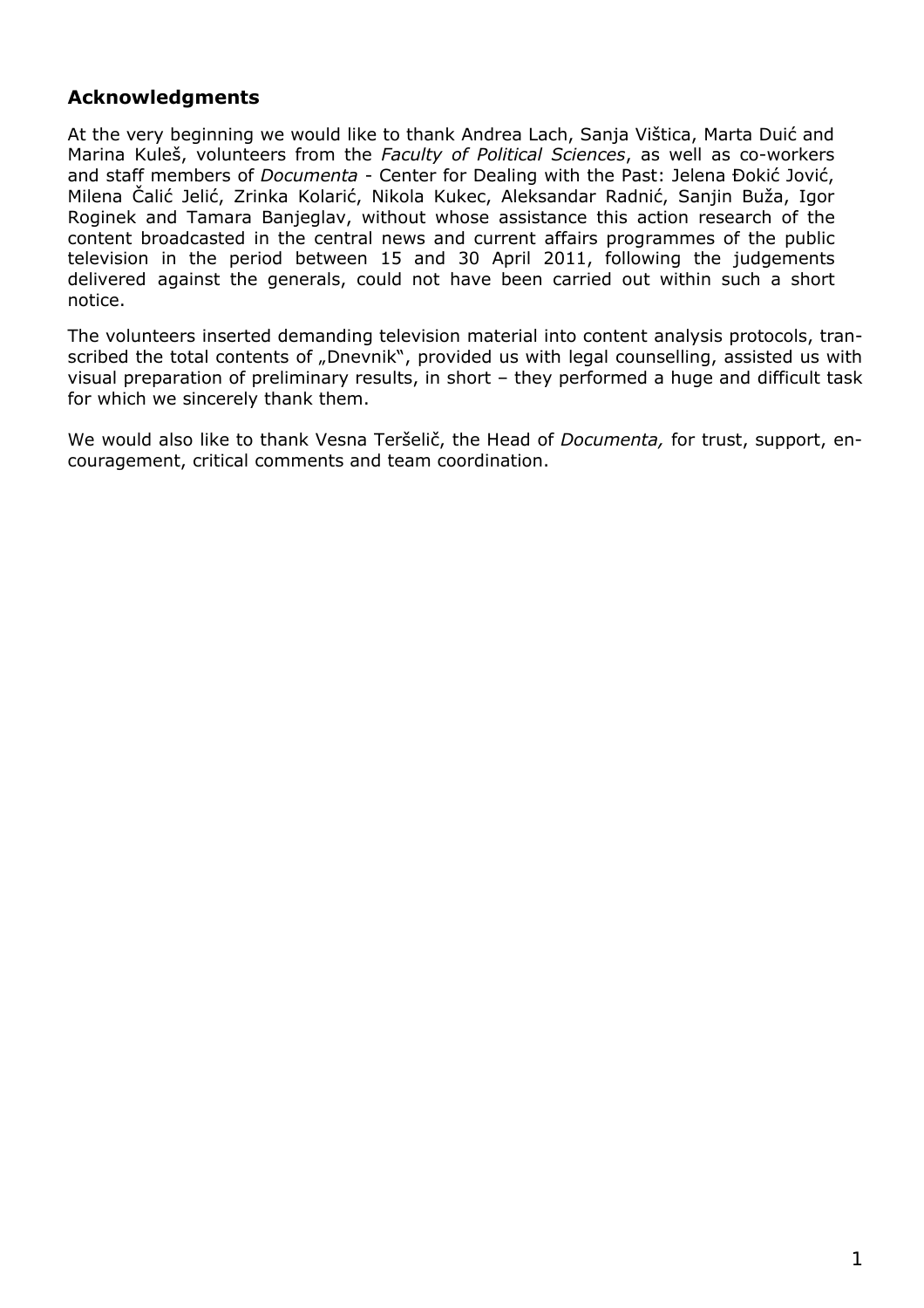## Acknowledgments

At the very beginning we would like to thank Andrea Lach, Sanja Vištica, Marta Duić and Marina Kuleš, volunteers from the *Faculty of Political Sciences*, as well as co-workers and staff members of *Documenta* - Center for Dealing with the Past: Jelena Đokić Jović, Milena Čalić Jelić, Zrinka Kolarić, Nikola Kukec, Aleksandar Radnić, Sanjin Buža, Igor Roginek and Tamara Banjeglav, without whose assistance this action research of the content broadcasted in the central news and current affairs programmes of the public television in the period between 15 and 30 April 2011, following the judgements delivered against the generals, could not have been carried out within such a short notice.

The volunteers inserted demanding television material into content analysis protocols, transcribed the total contents of „Dnevnik", provided us with legal counselling, assisted us with visual preparation of preliminary results, in short – they performed a huge and difficult task for which we sincerely thank them.

We would also like to thank Vesna Teršelič, the Head of *Documenta,* for trust, support, encouragement, critical comments and team coordination.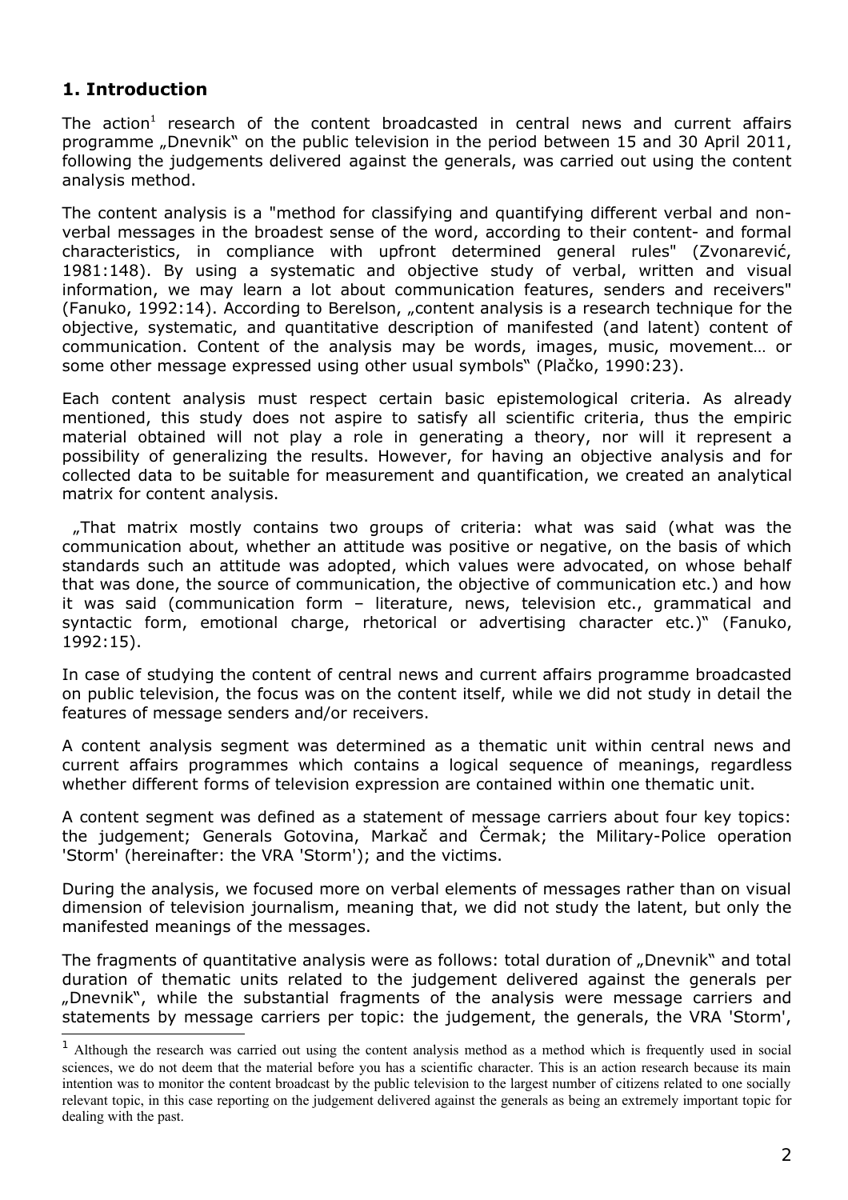## 1. Introduction

The action[1] research of the content broadcasted in central news and current affairs programme „Dnevnik" on the public television in the period between 15 and 30 April 2011, following the judgements delivered against the generals, was carried out using the content analysis method.

The content analysis is a "method for classifying and quantifying different verbal and non-verbal messages in the broadest sense of the word, according to their content- and formal characteristics, in compliance with upfront determined general rules" (Zvonarević, 1981:148). By using a systematic and objective study of verbal, written and visual information, we may learn a lot about communication features, senders and receivers" (Fanuko, 1992:14). According to Berelson, „content analysis is a research technique for the objective, systematic, and quantitative description of manifested (and latent) content of communication. Content of the analysis may be words, images, music, movement… or some other message expressed using other usual symbols" (Plačko, 1990:23).

Each content analysis must respect certain basic epistemological criteria. As already mentioned, this study does not aspire to satisfy all scientific criteria, thus the empiric material obtained will not play a role in generating a theory, nor will it represent a possibility of generalizing the results. However, for having an objective analysis and for collected data to be suitable for measurement and quantification, we created an analytical matrix for content analysis.

„That matrix mostly contains two groups of criteria: what was said (what was the communication about, whether an attitude was positive or negative, on the basis of which standards such an attitude was adopted, which values were advocated, on whose behalf that was done, the source of communication, the objective of communication etc.) and how it was said (communication form – literature, news, television etc., grammatical and syntactic form, emotional charge, rhetorical or advertising character etc.)" (Fanuko, 1992:15).

In case of studying the content of central news and current affairs programme broadcasted on public television, the focus was on the content itself, while we did not study in detail the features of message senders and/or receivers.

A content analysis segment was determined as a thematic unit within central news and current affairs programmes which contains a logical sequence of meanings, regardless whether different forms of television expression are contained within one thematic unit.

A content segment was defined as a statement of message carriers about four key topics: the judgement; Generals Gotovina, Markač and Čermak; the Military-Police operation 'Storm' (hereinafter: the VRA 'Storm'); and the victims.

During the analysis, we focused more on verbal elements of messages rather than on visual dimension of television journalism, meaning that, we did not study the latent, but only the manifested meanings of the messages.

The fragments of quantitative analysis were as follows: total duration of „Dnevnik" and total duration of thematic units related to the judgement delivered against the generals per „Dnevnik", while the substantial fragments of the analysis were message carriers and statements by message carriers per topic: the judgement, the generals, the VRA 'Storm',

[1] Although the research was carried out using the content analysis method as a method which is frequently used in social sciences, we do not deem that the material before you has a scientific character. This is an action research because its main intention was to monitor the content broadcast by the public television to the largest number of citizens related to one socially relevant topic, in this case reporting on the judgement delivered against the generals as being an extremely important topic for dealing with the past.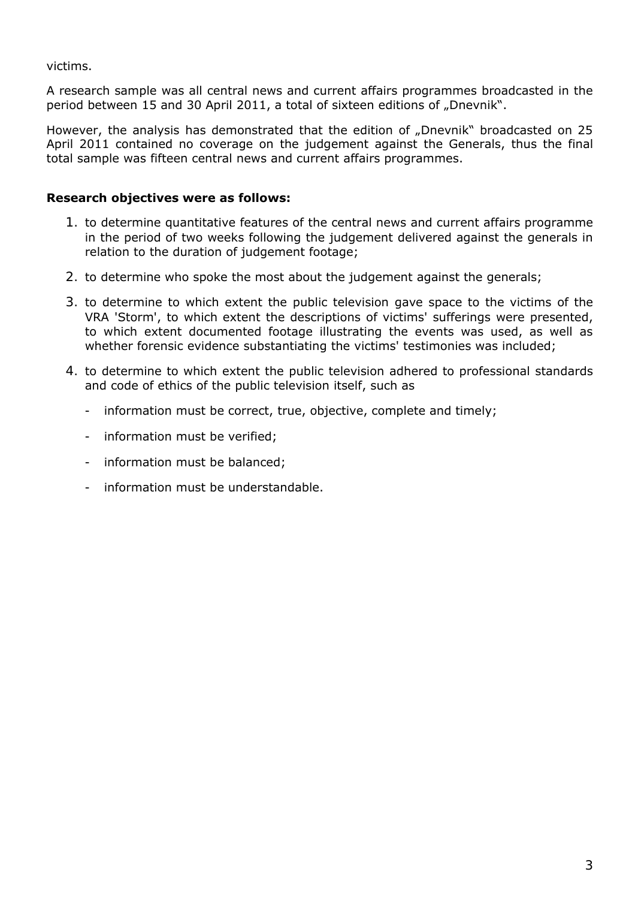victims.

A research sample was all central news and current affairs programmes broadcasted in the period between 15 and 30 April 2011, a total of sixteen editions of „Dnevnik".

However, the analysis has demonstrated that the edition of „Dnevnik" broadcasted on 25 April 2011 contained no coverage on the judgement against the Generals, thus the final total sample was fifteen central news and current affairs programmes.

**Research objectives were as follows:**

1. to determine quantitative features of the central news and current affairs programme in the period of two weeks following the judgement delivered against the generals in relation to the duration of judgement footage;
2. to determine who spoke the most about the judgement against the generals;
3. to determine to which extent the public television gave space to the victims of the VRA 'Storm', to which extent the descriptions of victims' sufferings were presented, to which extent documented footage illustrating the events was used, as well as whether forensic evidence substantiating the victims' testimonies was included;
4. to determine to which extent the public television adhered to professional standards and code of ethics of the public television itself, such as
   - information must be correct, true, objective, complete and timely;
   - information must be verified;
   - information must be balanced;
   - information must be understandable.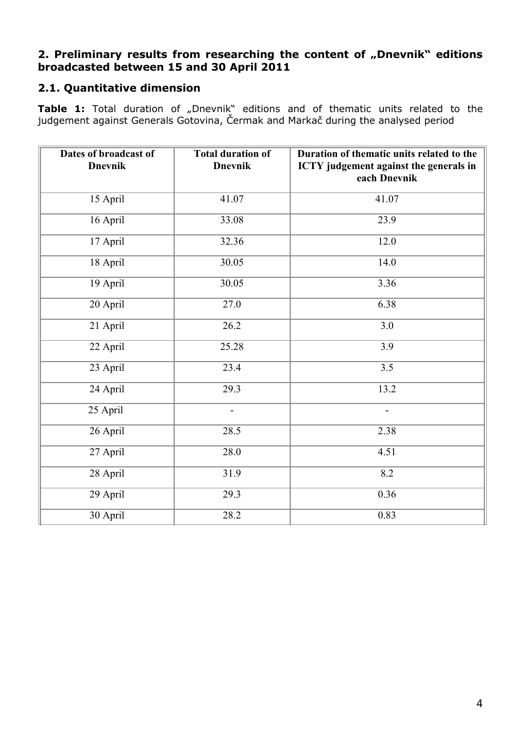## 2. Preliminary results from researching the content of „Dnevnik" editions broadcasted between 15 and 30 April 2011

### 2.1. Quantitative dimension

**Table 1:** Total duration of „Dnevnik" editions and of thematic units related to the judgement against Generals Gotovina, Čermak and Markač during the analysed period

| Dates of broadcast of Dnevnik | Total duration of Dnevnik | Duration of thematic units related to the ICTY judgement against the generals in each Dnevnik |
|---|---|---|
| 15 April | 41.07 | 41.07 |
| 16 April | 33.08 | 23.9 |
| 17 April | 32.36 | 12.0 |
| 18 April | 30.05 | 14.0 |
| 19 April | 30.05 | 3.36 |
| 20 April | 27.0 | 6.38 |
| 21 April | 26.2 | 3.0 |
| 22 April | 25.28 | 3.9 |
| 23 April | 23.4 | 3.5 |
| 24 April | 29.3 | 13.2 |
| 25 April | - | - |
| 26 April | 28.5 | 2.38 |
| 27 April | 28.0 | 4.51 |
| 28 April | 31.9 | 8.2 |
| 29 April | 29.3 | 0.36 |
| 30 April | 28.2 | 0.83 |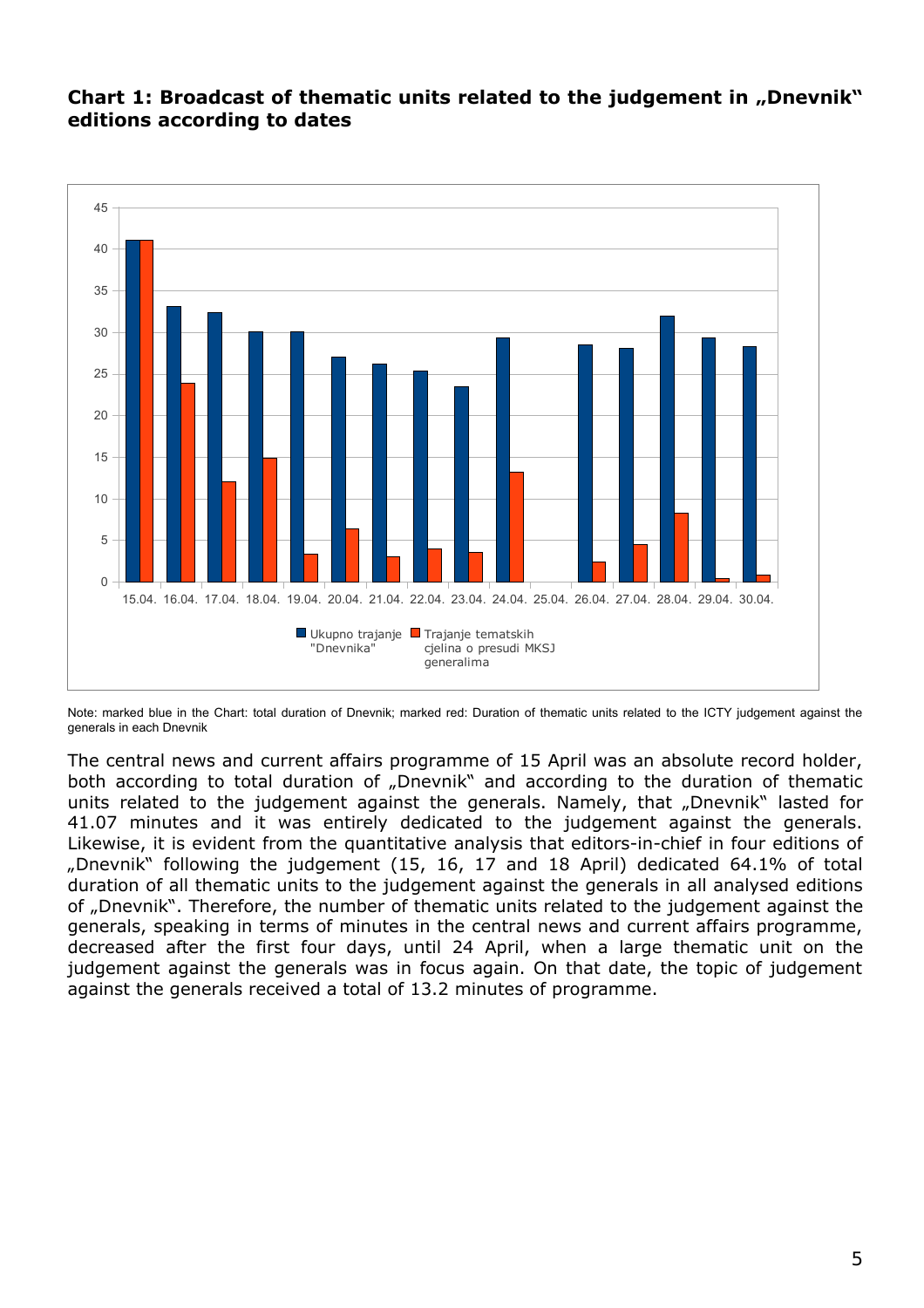**Chart 1: Broadcast of thematic units related to the judgement in „Dnevnik" editions according to dates**

Note: marked blue in the Chart: total duration of Dnevnik; marked red: Duration of thematic units related to the ICTY judgement against the generals in each Dnevnik

The central news and current affairs programme of 15 April was an absolute record holder, both according to total duration of „Dnevnik" and according to the duration of thematic units related to the judgement against the generals. Namely, that „Dnevnik" lasted for 41.07 minutes and it was entirely dedicated to the judgement against the generals. Likewise, it is evident from the quantitative analysis that editors-in-chief in four editions of „Dnevnik" following the judgement (15, 16, 17 and 18 April) dedicated 64.1% of total duration of all thematic units to the judgement against the generals in all analysed editions of „Dnevnik". Therefore, the number of thematic units related to the judgement against the generals, speaking in terms of minutes in the central news and current affairs programme, decreased after the first four days, until 24 April, when a large thematic unit on the judgement against the generals was in focus again. On that date, the topic of judgement against the generals received a total of 13.2 minutes of programme.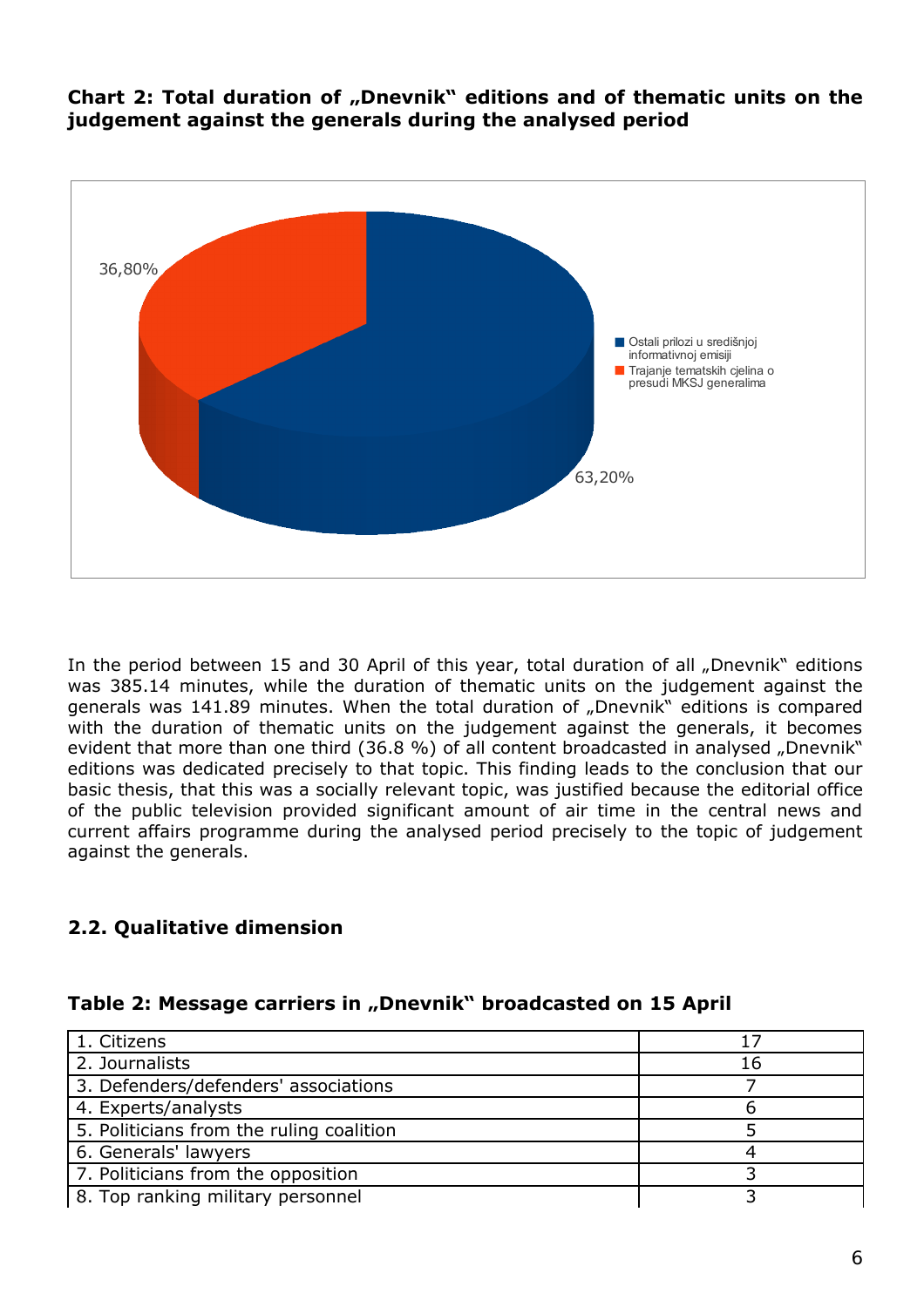**Chart 2: Total duration of „Dnevnik“ editions and of thematic units on the judgement against the generals during the analysed period**

36,80%

63,20%

Ostali prilozi u središnjoj informativnoj emisiji

Trajanje tematskih cjelina o presudi MKSJ generalima

In the period between 15 and 30 April of this year, total duration of all „Dnevnik“ editions was 385.14 minutes, while the duration of thematic units on the judgement against the generals was 141.89 minutes. When the total duration of „Dnevnik“ editions is compared with the duration of thematic units on the judgement against the generals, it becomes evident that more than one third (36.8 %) of all content broadcasted in analysed „Dnevnik“ editions was dedicated precisely to that topic. This finding leads to the conclusion that our basic thesis, that this was a socially relevant topic, was justified because the editorial office of the public television provided significant amount of air time in the central news and current affairs programme during the analysed period precisely to the topic of judgement against the generals.

## 2.2. Qualitative dimension

**Table 2: Message carriers in „Dnevnik“ broadcasted on 15 April**

| | |
|---|---|
| 1. Citizens | 17 |
| 2. Journalists | 16 |
| 3. Defenders/defenders' associations | 7 |
| 4. Experts/analysts | 6 |
| 5. Politicians from the ruling coalition | 5 |
| 6. Generals' lawyers | 4 |
| 7. Politicians from the opposition | 3 |
| 8. Top ranking military personnel | 3 |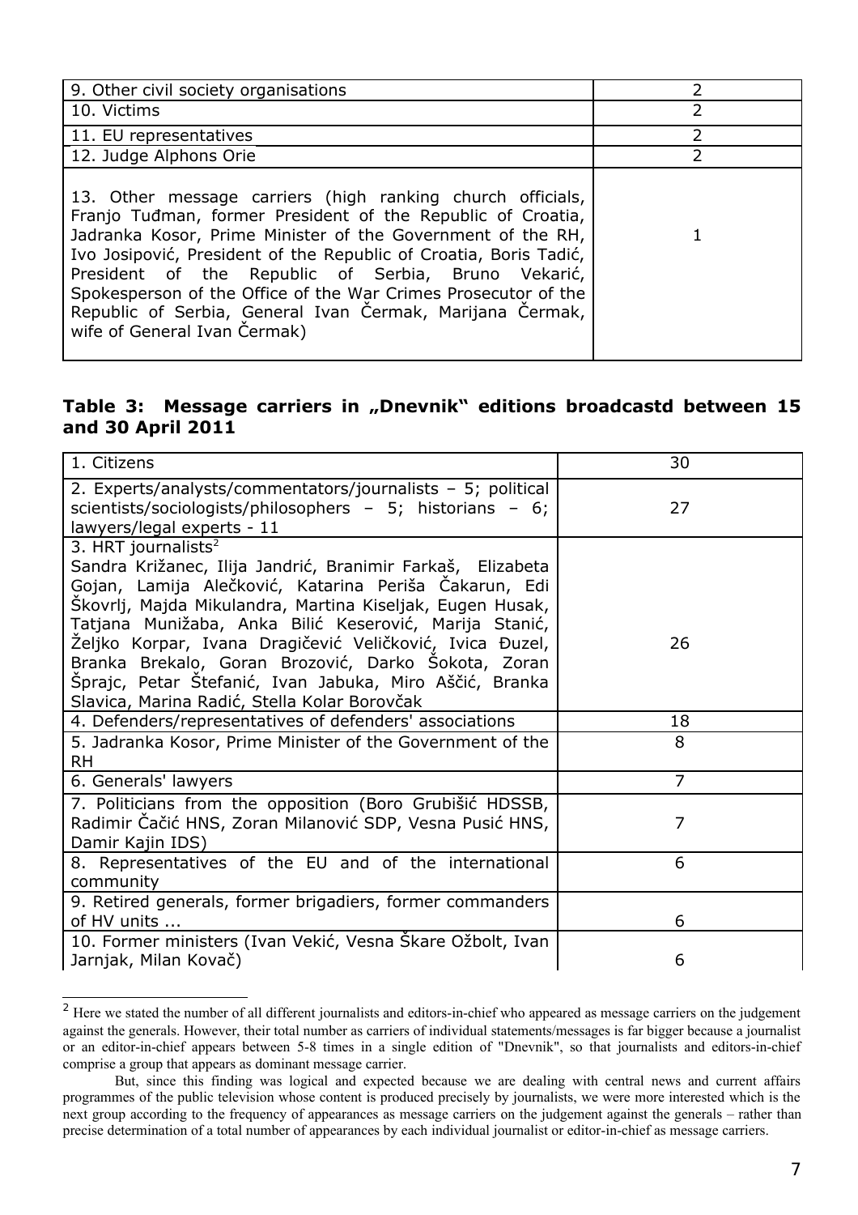| 9. Other civil society organisations | 2 |
|---|---|
| 10. Victims | 2 |
| 11. EU representatives | 2 |
| 12. Judge Alphons Orie | 2 |
| 13. Other message carriers (high ranking church officials, Franjo Tuđman, former President of the Republic of Croatia, Jadranka Kosor, Prime Minister of the Government of the RH, Ivo Josipović, President of the Republic of Croatia, Boris Tadić, President of the Republic of Serbia, Bruno Vekarić, Spokesperson of the Office of the War Crimes Prosecutor of the Republic of Serbia, General Ivan Čermak, Marijana Čermak, wife of General Ivan Čermak) | 1 |

### Table 3: Message carriers in „Dnevnik“ editions broadcastd between 15 and 30 April 2011

| 1. Citizens | 30 |
|---|---|
| 2. Experts/analysts/commentators/journalists – 5; political scientists/sociologists/philosophers – 5; historians – 6; lawyers/legal experts - 11 | 27 |
| 3. HRT journalists[2] Sandra Križanec, Ilija Jandrić, Branimir Farkaš, Elizabeta Gojan, Lamija Alečković, Katarina Periša Čakarun, Edi Škovrlj, Majda Mikulandra, Martina Kiseljak, Eugen Husak, Tatjana Munižaba, Anka Bilić Keserović, Marija Stanić, Željko Korpar, Ivana Dragičević Veličković, Ivica Đuzel, Branka Brekalo, Goran Brozović, Darko Šokota, Zoran Šprajc, Petar Štefanić, Ivan Jabuka, Miro Aščić, Branka Slavica, Marina Radić, Stella Kolar Borovčak | 26 |
| 4. Defenders/representatives of defenders' associations | 18 |
| 5. Jadranka Kosor, Prime Minister of the Government of the RH | 8 |
| 6. Generals' lawyers | 7 |
| 7. Politicians from the opposition (Boro Grubišić HDSSB, Radimir Čačić HNS, Zoran Milanović SDP, Vesna Pusić HNS, Damir Kajin IDS) | 7 |
| 8. Representatives of the EU and of the international community | 6 |
| 9. Retired generals, former brigadiers, former commanders of HV units ... | 6 |
| 10. Former ministers (Ivan Vekić, Vesna Škare Ožbolt, Ivan Jarnjak, Milan Kovač) | 6 |

[2] Here we stated the number of all different journalists and editors-in-chief who appeared as message carriers on the judgement against the generals. However, their total number as carriers of individual statements/messages is far bigger because a journalist or an editor-in-chief appears between 5-8 times in a single edition of "Dnevnik", so that journalists and editors-in-chief comprise a group that appears as dominant message carrier.

But, since this finding was logical and expected because we are dealing with central news and current affairs programmes of the public television whose content is produced precisely by journalists, we were more interested which is the next group according to the frequency of appearances as message carriers on the judgement against the generals – rather than precise determination of a total number of appearances by each individual journalist or editor-in-chief as message carriers.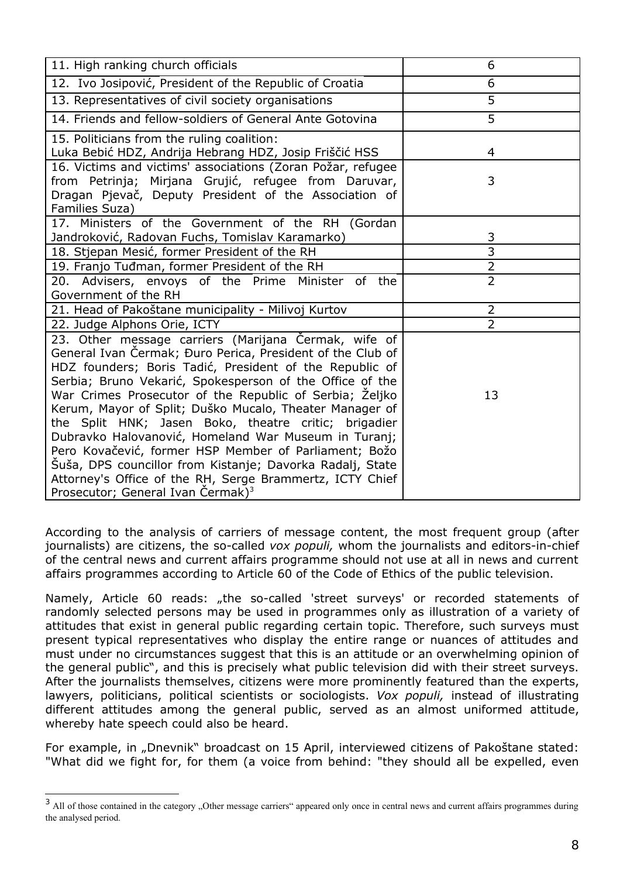| | |
|---|---|
| 11. High ranking church officials | 6 |
| 12. Ivo Josipović, President of the Republic of Croatia | 6 |
| 13. Representatives of civil society organisations | 5 |
| 14. Friends and fellow-soldiers of General Ante Gotovina | 5 |
| 15. Politicians from the ruling coalition: Luka Bebić HDZ, Andrija Hebrang HDZ, Josip Friščić HSS | 4 |
| 16. Victims and victims' associations (Zoran Požar, refugee from Petrinja; Mirjana Grujić, refugee from Daruvar, Dragan Pjevač, Deputy President of the Association of Families Suza) | 3 |
| 17. Ministers of the Government of the RH (Gordan Jandroković, Radovan Fuchs, Tomislav Karamarko) | 3 |
| 18. Stjepan Mesić, former President of the RH | 3 |
| 19. Franjo Tuđman, former President of the RH | 2 |
| 20. Advisers, envoys of the Prime Minister of the Government of the RH | 2 |
| 21. Head of Pakoštane municipality - Milivoj Kurtov | 2 |
| 22. Judge Alphons Orie, ICTY | 2 |
| 23. Other message carriers (Marijana Čermak, wife of General Ivan Čermak; Đuro Perica, President of the Club of HDZ founders; Boris Tadić, President of the Republic of Serbia; Bruno Vekarić, Spokesperson of the Office of the War Crimes Prosecutor of the Republic of Serbia; Željko Kerum, Mayor of Split; Duško Mucalo, Theater Manager of the Split HNK; Jasen Boko, theatre critic; brigadier Dubravko Halovanović, Homeland War Museum in Turanj; Pero Kovačević, former HSP Member of Parliament; Božo Šuša, DPS councillor from Kistanje; Davorka Radalj, State Attorney's Office of the RH, Serge Brammertz, ICTY Chief Prosecutor; General Ivan Čermak)[3] | 13 |

According to the analysis of carriers of message content, the most frequent group (after journalists) are citizens, the so-called *vox populi,* whom the journalists and editors-in-chief of the central news and current affairs programme should not use at all in news and current affairs programmes according to Article 60 of the Code of Ethics of the public television.

Namely, Article 60 reads: „the so-called 'street surveys' or recorded statements of randomly selected persons may be used in programmes only as illustration of a variety of attitudes that exist in general public regarding certain topic. Therefore, such surveys must present typical representatives who display the entire range or nuances of attitudes and must under no circumstances suggest that this is an attitude or an overwhelming opinion of the general public", and this is precisely what public television did with their street surveys. After the journalists themselves, citizens were more prominently featured than the experts, lawyers, politicians, political scientists or sociologists. *Vox populi,* instead of illustrating different attitudes among the general public, served as an almost uniformed attitude, whereby hate speech could also be heard.

For example, in „Dnevnik" broadcast on 15 April, interviewed citizens of Pakoštane stated: "What did we fight for, for them (a voice from behind: "they should all be expelled, even

[3] All of those contained in the category „Other message carriers" appeared only once in central news and current affairs programmes during the analysed period.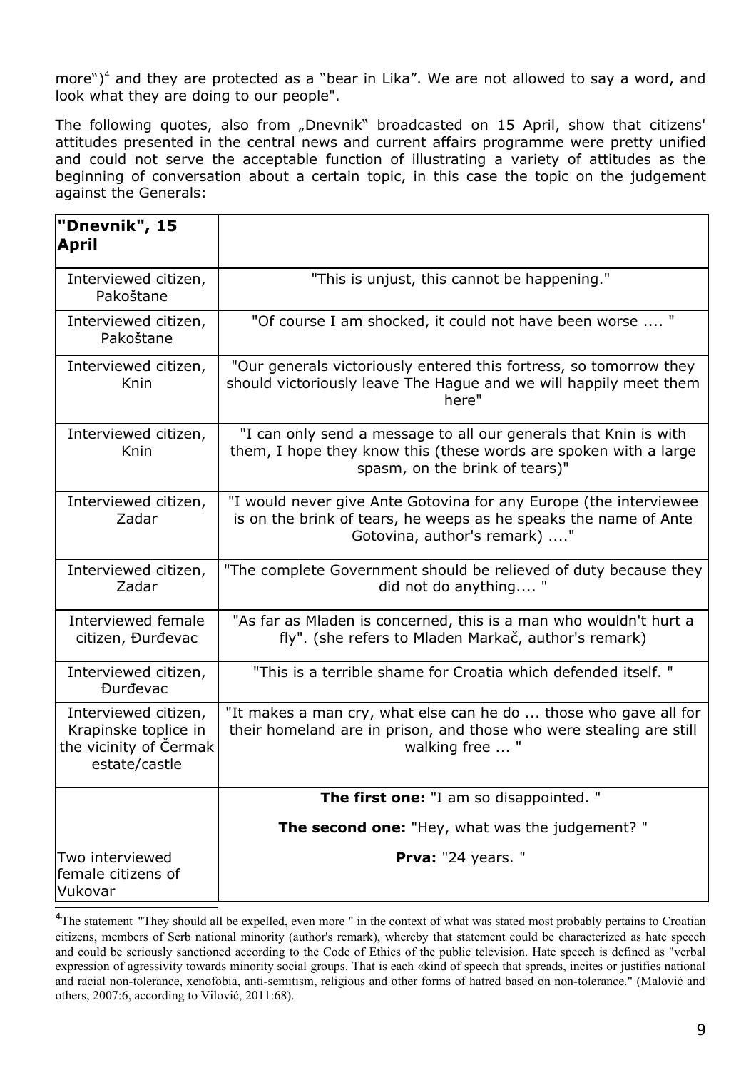more")[4] and they are protected as a "bear in Lika". We are not allowed to say a word, and look what they are doing to our people".

The following quotes, also from „Dnevnik" broadcasted on 15 April, show that citizens' attitudes presented in the central news and current affairs programme were pretty unified and could not serve the acceptable function of illustrating a variety of attitudes as the beginning of conversation about a certain topic, in this case the topic on the judgement against the Generals:

| **"Dnevnik", 15 April** | |
|---|---|
| Interviewed citizen, Pakoštane | "This is unjust, this cannot be happening." |
| Interviewed citizen, Pakoštane | "Of course I am shocked, it could not have been worse .... " |
| Interviewed citizen, Knin | "Our generals victoriously entered this fortress, so tomorrow they should victoriously leave The Hague and we will happily meet them here" |
| Interviewed citizen, Knin | "I can only send a message to all our generals that Knin is with them, I hope they know this (these words are spoken with a large spasm, on the brink of tears)" |
| Interviewed citizen, Zadar | "I would never give Ante Gotovina for any Europe (the interviewee is on the brink of tears, he weeps as he speaks the name of Ante Gotovina, author's remark) ...." |
| Interviewed citizen, Zadar | "The complete Government should be relieved of duty because they did not do anything.... " |
| Interviewed female citizen, Đurđevac | "As far as Mladen is concerned, this is a man who wouldn't hurt a fly". (she refers to Mladen Markač, author's remark) |
| Interviewed citizen, Đurđevac | "This is a terrible shame for Croatia which defended itself. " |
| Interviewed citizen, Krapinske toplice in the vicinity of Čermak estate/castle | "It makes a man cry, what else can he do ... those who gave all for their homeland are in prison, and those who were stealing are still walking free ... " |
| Two interviewed female citizens of Vukovar | **The first one:** "I am so disappointed. " **The second one:** "Hey, what was the judgement? " **Prva:** "24 years. " |

[4] The statement "They should all be expelled, even more " in the context of what was stated most probably pertains to Croatian citizens, members of Serb national minority (author's remark), whereby that statement could be characterized as hate speech and could be seriously sanctioned according to the Code of Ethics of the public television. Hate speech is defined as "verbal expression of agressivity towards minority social groups. That is each «kind of speech that spreads, incites or justifies national and racial non-tolerance, xenofobia, anti-semitism, religious and other forms of hatred based on non-tolerance." (Malović and others, 2007:6, according to Vilović, 2011:68).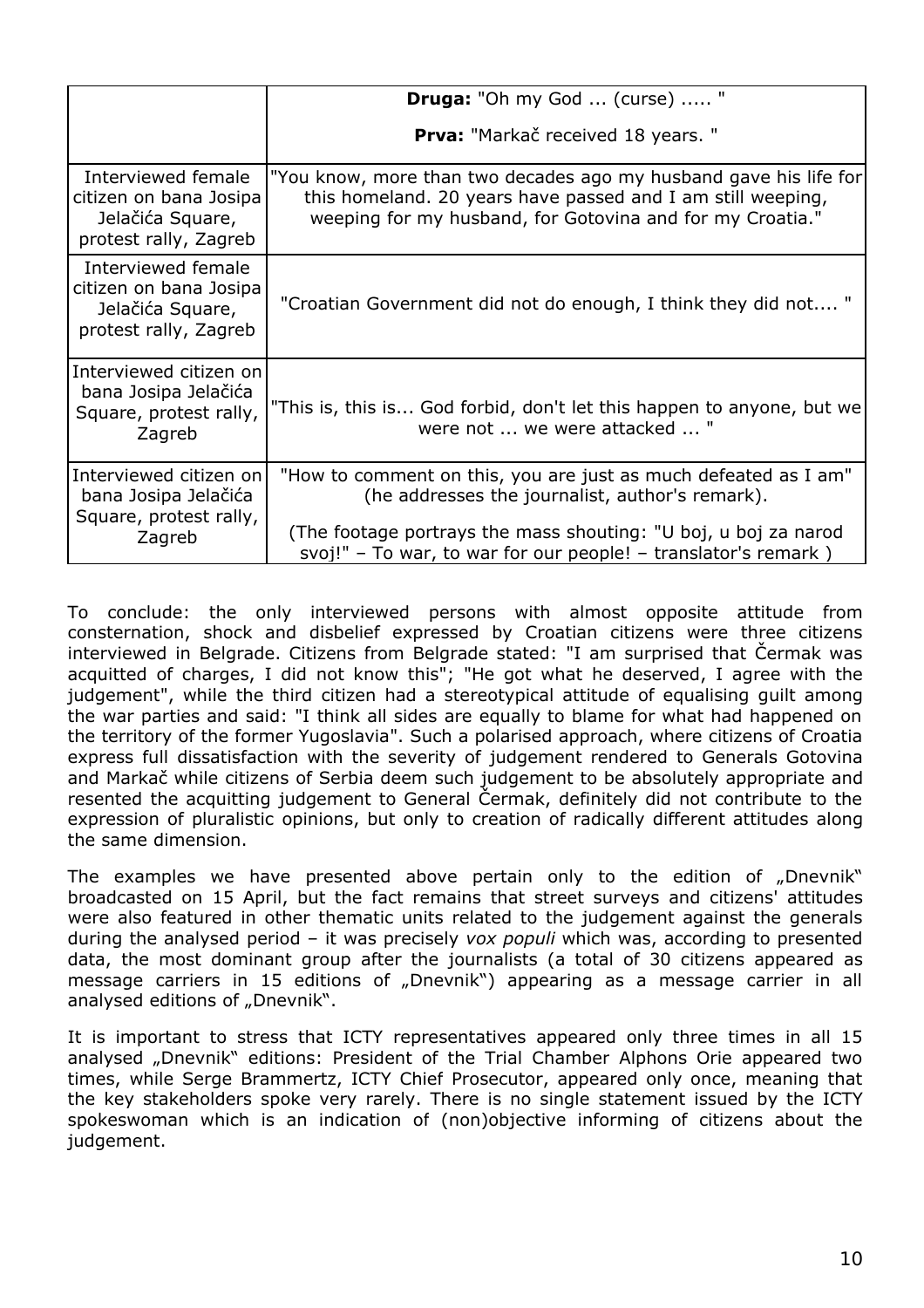| | |
|---|---|
| | **Druga:** "Oh my God ... (curse) ..... "<br><br>**Prva:** "Markač received 18 years. " |
| Interviewed female citizen on bana Josipa Jelačića Square, protest rally, Zagreb | "You know, more than two decades ago my husband gave his life for this homeland. 20 years have passed and I am still weeping, weeping for my husband, for Gotovina and for my Croatia." |
| Interviewed female citizen on bana Josipa Jelačića Square, protest rally, Zagreb | "Croatian Government did not do enough, I think they did not.... " |
| Interviewed citizen on bana Josipa Jelačića Square, protest rally, Zagreb | "This is, this is... God forbid, don't let this happen to anyone, but we were not ... we were attacked ... " |
| Interviewed citizen on bana Josipa Jelačića Square, protest rally, Zagreb | "How to comment on this, you are just as much defeated as I am" (he addresses the journalist, author's remark).<br><br>(The footage portrays the mass shouting: "U boj, u boj za narod svoj!" – To war, to war for our people! – translator's remark ) |

To conclude: the only interviewed persons with almost opposite attitude from consternation, shock and disbelief expressed by Croatian citizens were three citizens interviewed in Belgrade. Citizens from Belgrade stated: "I am surprised that Čermak was acquitted of charges, I did not know this"; "He got what he deserved, I agree with the judgement", while the third citizen had a stereotypical attitude of equalising guilt among the war parties and said: "I think all sides are equally to blame for what had happened on the territory of the former Yugoslavia". Such a polarised approach, where citizens of Croatia express full dissatisfaction with the severity of judgement rendered to Generals Gotovina and Markač while citizens of Serbia deem such judgement to be absolutely appropriate and resented the acquitting judgement to General Čermak, definitely did not contribute to the expression of pluralistic opinions, but only to creation of radically different attitudes along the same dimension.

The examples we have presented above pertain only to the edition of „Dnevnik" broadcasted on 15 April, but the fact remains that street surveys and citizens' attitudes were also featured in other thematic units related to the judgement against the generals during the analysed period – it was precisely *vox populi* which was, according to presented data, the most dominant group after the journalists (a total of 30 citizens appeared as message carriers in 15 editions of „Dnevnik") appearing as a message carrier in all analysed editions of „Dnevnik".

It is important to stress that ICTY representatives appeared only three times in all 15 analysed „Dnevnik" editions: President of the Trial Chamber Alphons Orie appeared two times, while Serge Brammertz, ICTY Chief Prosecutor, appeared only once, meaning that the key stakeholders spoke very rarely. There is no single statement issued by the ICTY spokeswoman which is an indication of (non)objective informing of citizens about the judgement.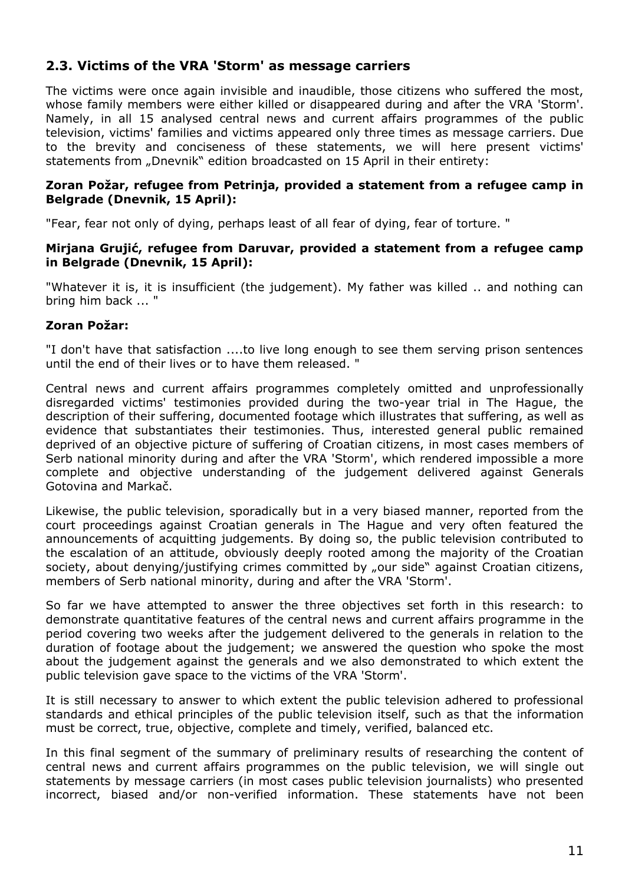## 2.3. Victims of the VRA 'Storm' as message carriers

The victims were once again invisible and inaudible, those citizens who suffered the most, whose family members were either killed or disappeared during and after the VRA 'Storm'. Namely, in all 15 analysed central news and current affairs programmes of the public television, victims' families and victims appeared only three times as message carriers. Due to the brevity and conciseness of these statements, we will here present victims' statements from „Dnevnik" edition broadcasted on 15 April in their entirety:

**Zoran Požar, refugee from Petrinja, provided a statement from a refugee camp in Belgrade (Dnevnik, 15 April):**

"Fear, fear not only of dying, perhaps least of all fear of dying, fear of torture. "

**Mirjana Grujić, refugee from Daruvar, provided a statement from a refugee camp in Belgrade (Dnevnik, 15 April):**

"Whatever it is, it is insufficient (the judgement). My father was killed .. and nothing can bring him back ... "

**Zoran Požar:**

"I don't have that satisfaction ....to live long enough to see them serving prison sentences until the end of their lives or to have them released. "

Central news and current affairs programmes completely omitted and unprofessionally disregarded victims' testimonies provided during the two-year trial in The Hague, the description of their suffering, documented footage which illustrates that suffering, as well as evidence that substantiates their testimonies. Thus, interested general public remained deprived of an objective picture of suffering of Croatian citizens, in most cases members of Serb national minority during and after the VRA 'Storm', which rendered impossible a more complete and objective understanding of the judgement delivered against Generals Gotovina and Markač.

Likewise, the public television, sporadically but in a very biased manner, reported from the court proceedings against Croatian generals in The Hague and very often featured the announcements of acquitting judgements. By doing so, the public television contributed to the escalation of an attitude, obviously deeply rooted among the majority of the Croatian society, about denying/justifying crimes committed by „our side" against Croatian citizens, members of Serb national minority, during and after the VRA 'Storm'.

So far we have attempted to answer the three objectives set forth in this research: to demonstrate quantitative features of the central news and current affairs programme in the period covering two weeks after the judgement delivered to the generals in relation to the duration of footage about the judgement; we answered the question who spoke the most about the judgement against the generals and we also demonstrated to which extent the public television gave space to the victims of the VRA 'Storm'.

It is still necessary to answer to which extent the public television adhered to professional standards and ethical principles of the public television itself, such as that the information must be correct, true, objective, complete and timely, verified, balanced etc.

In this final segment of the summary of preliminary results of researching the content of central news and current affairs programmes on the public television, we will single out statements by message carriers (in most cases public television journalists) who presented incorrect, biased and/or non-verified information. These statements have not been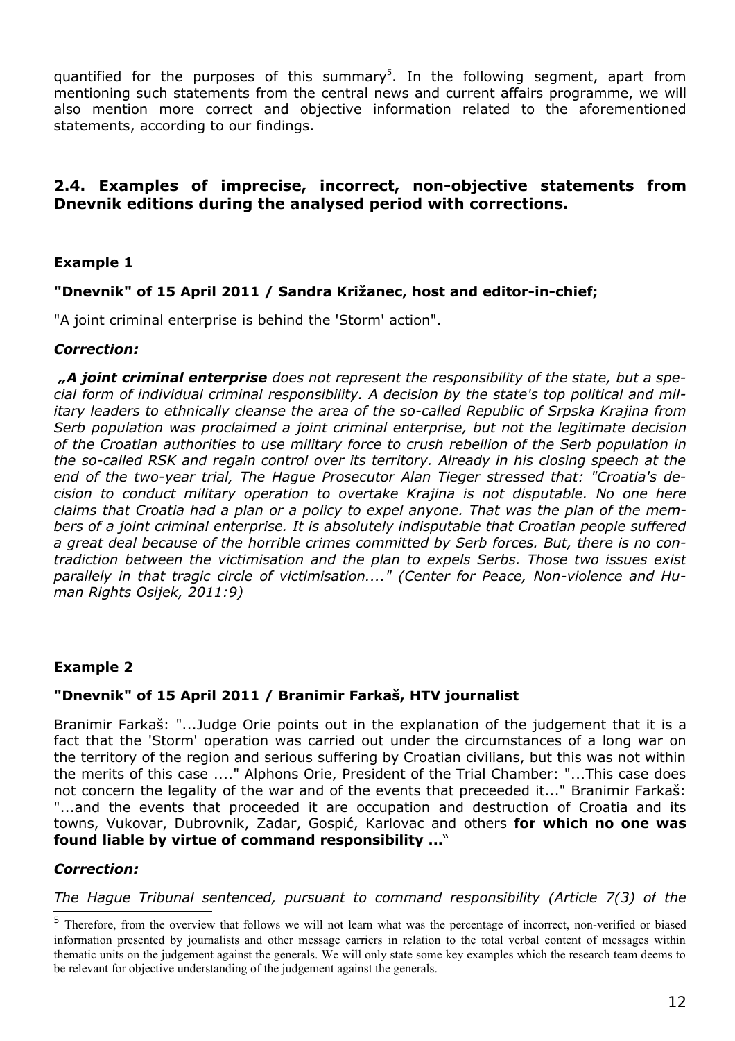quantified for the purposes of this summary[5]. In the following segment, apart from mentioning such statements from the central news and current affairs programme, we will also mention more correct and objective information related to the aforementioned statements, according to our findings.

## 2.4. Examples of imprecise, incorrect, non-objective statements from Dnevnik editions during the analysed period with corrections.

### Example 1

**"Dnevnik" of 15 April 2011 / Sandra Križanec, host and editor-in-chief;**

"A joint criminal enterprise is behind the 'Storm' action".

***Correction:***

*„**A joint criminal enterprise** does not represent the responsibility of the state, but a special form of individual criminal responsibility. A decision by the state's top political and military leaders to ethnically cleanse the area of the so-called Republic of Srpska Krajina from Serb population was proclaimed a joint criminal enterprise, but not the legitimate decision of the Croatian authorities to use military force to crush rebellion of the Serb population in the so-called RSK and regain control over its territory. Already in his closing speech at the end of the two-year trial, The Hague Prosecutor Alan Tieger stressed that: "Croatia's decision to conduct military operation to overtake Krajina is not disputable. No one here claims that Croatia had a plan or a policy to expel anyone. That was the plan of the members of a joint criminal enterprise. It is absolutely indisputable that Croatian people suffered a great deal because of the horrible crimes committed by Serb forces. But, there is no contradiction between the victimisation and the plan to expels Serbs. Those two issues exist parallely in that tragic circle of victimisation...." (Center for Peace, Non-violence and Human Rights Osijek, 2011:9)*

### Example 2

**"Dnevnik" of 15 April 2011 / Branimir Farkaš, HTV journalist**

Branimir Farkaš: "...Judge Orie points out in the explanation of the judgement that it is a fact that the 'Storm' operation was carried out under the circumstances of a long war on the territory of the region and serious suffering by Croatian civilians, but this was not within the merits of this case ...." Alphons Orie, President of the Trial Chamber: "...This case does not concern the legality of the war and of the events that preceeded it..." Branimir Farkaš: "...and the events that proceeded it are occupation and destruction of Croatia and its towns, Vukovar, Dubrovnik, Zadar, Gospić, Karlovac and others **for which no one was found liable by virtue of command responsibility ...**"

***Correction:***

*The Hague Tribunal sentenced, pursuant to command responsibility (Article 7(3) of the*

[5] Therefore, from the overview that follows we will not learn what was the percentage of incorrect, non-verified or biased information presented by journalists and other message carriers in relation to the total verbal content of messages within thematic units on the judgement against the generals. We will only state some key examples which the research team deems to be relevant for objective understanding of the judgement against the generals.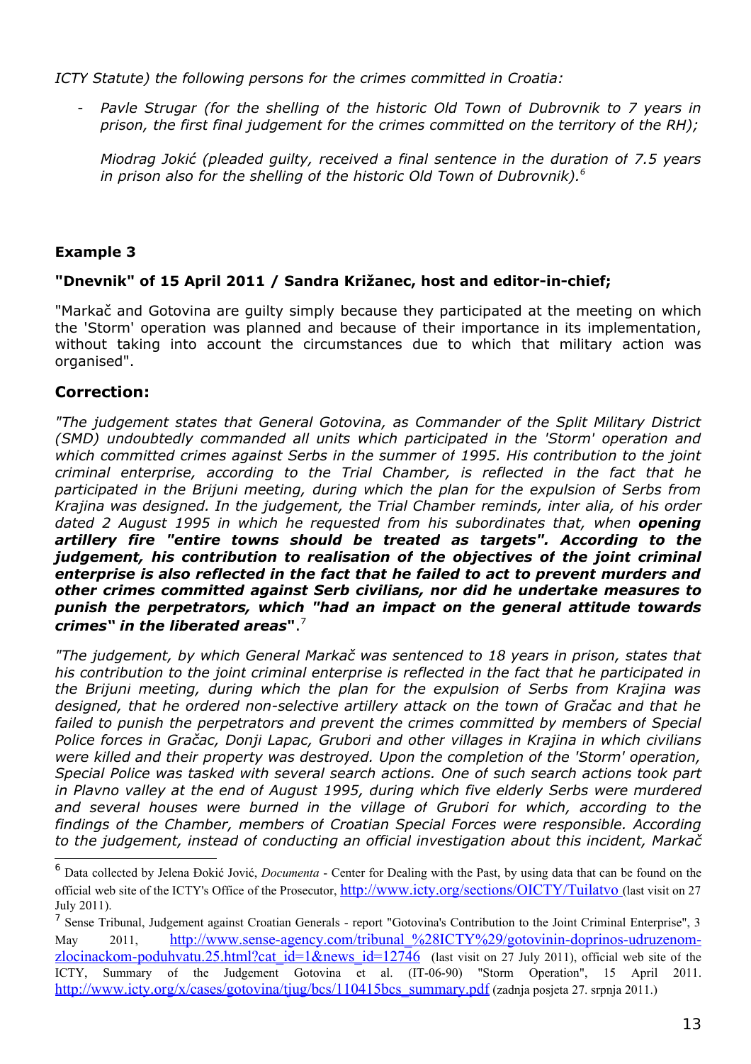*ICTY Statute) the following persons for the crimes committed in Croatia:*

- *Pavle Strugar (for the shelling of the historic Old Town of Dubrovnik to 7 years in prison, the first final judgement for the crimes committed on the territory of the RH);*

  *Miodrag Jokić (pleaded guilty, received a final sentence in the duration of 7.5 years in prison also for the shelling of the historic Old Town of Dubrovnik).*[6]

### Example 3

**"Dnevnik" of 15 April 2011 / Sandra Križanec, host and editor-in-chief;**

"Markač and Gotovina are guilty simply because they participated at the meeting on which the 'Storm' operation was planned and because of their importance in its implementation, without taking into account the circumstances due to which that military action was organised".

## Correction:

*"The judgement states that General Gotovina, as Commander of the Split Military District (SMD) undoubtedly commanded all units which participated in the 'Storm' operation and which committed crimes against Serbs in the summer of 1995. His contribution to the joint criminal enterprise, according to the Trial Chamber, is reflected in the fact that he participated in the Brijuni meeting, during which the plan for the expulsion of Serbs from Krajina was designed. In the judgement, the Trial Chamber reminds, inter alia, of his order dated 2 August 1995 in which he requested from his subordinates that, when* ***opening artillery fire "entire towns should be treated as targets". According to the judgement, his contribution to realisation of the objectives of the joint criminal enterprise is also reflected in the fact that he failed to act to prevent murders and other crimes committed against Serb civilians, nor did he undertake measures to punish the perpetrators, which "had an impact on the general attitude towards crimes" in the liberated areas".***[7]

*"The judgement, by which General Markač was sentenced to 18 years in prison, states that his contribution to the joint criminal enterprise is reflected in the fact that he participated in the Brijuni meeting, during which the plan for the expulsion of Serbs from Krajina was designed, that he ordered non-selective artillery attack on the town of Gračac and that he failed to punish the perpetrators and prevent the crimes committed by members of Special Police forces in Gračac, Donji Lapac, Grubori and other villages in Krajina in which civilians were killed and their property was destroyed. Upon the completion of the 'Storm' operation, Special Police was tasked with several search actions. One of such search actions took part in Plavno valley at the end of August 1995, during which five elderly Serbs were murdered and several houses were burned in the village of Grubori for which, according to the findings of the Chamber, members of Croatian Special Forces were responsible. According to the judgement, instead of conducting an official investigation about this incident, Markač*

---

[6] Data collected by Jelena Đokić Jović, *Documenta* - Center for Dealing with the Past, by using data that can be found on the official web site of the ICTY's Office of the Prosecutor, http://www.icty.org/sections/OICTY/Tuilatvo (last visit on 27 July 2011).

[7] Sense Tribunal, Judgement against Croatian Generals - report "Gotovina's Contribution to the Joint Criminal Enterprise", 3 May 2011, http://www.sense-agency.com/tribunal_%28ICTY%29/gotovinin-doprinos-udruzenom-zlocinackom-poduhvatu.25.html?cat_id=1&news_id=12746 (last visit on 27 July 2011), official web site of the ICTY, Summary of the Judgement Gotovina et al. (IT-06-90) "Storm Operation", 15 April 2011. http://www.icty.org/x/cases/gotovina/tjug/bcs/110415bcs_summary.pdf (zadnja posjeta 27. srpnja 2011.)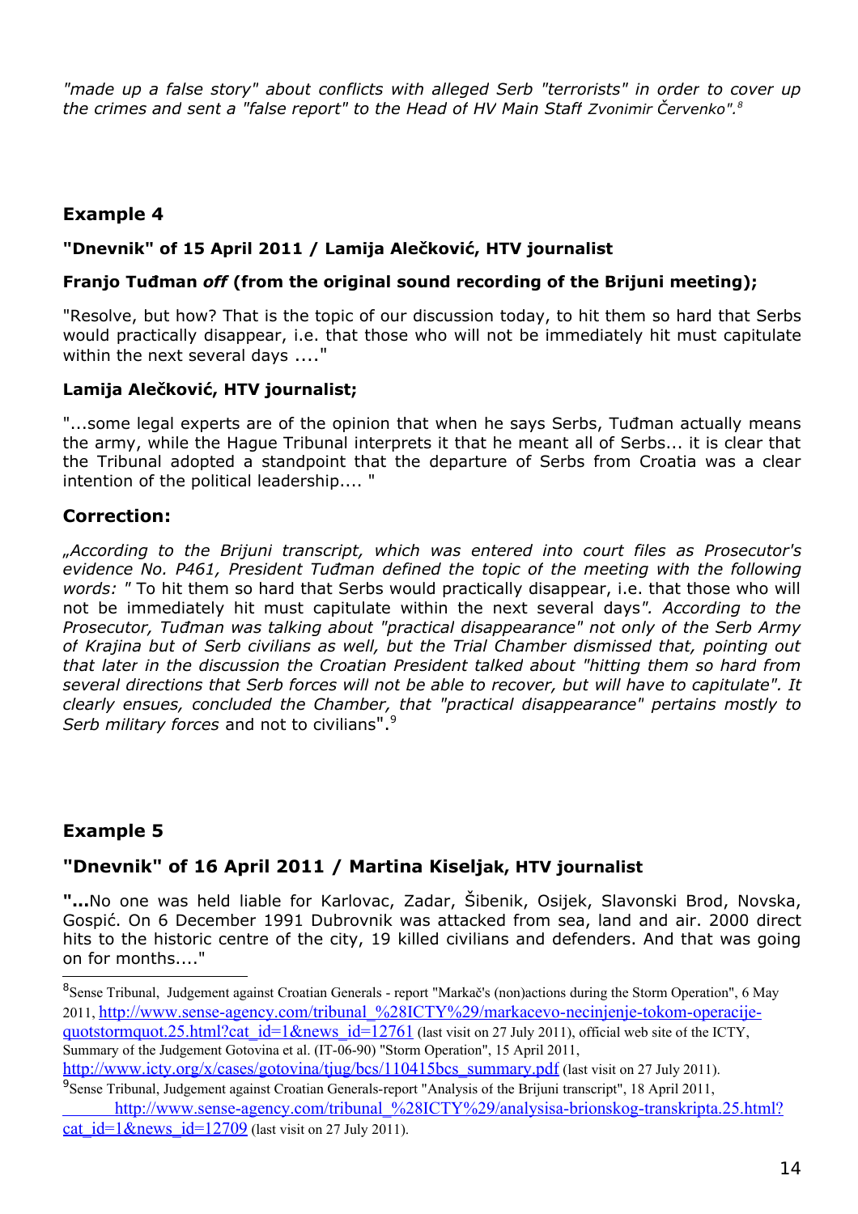*"made up a false story" about conflicts with alleged Serb "terrorists" in order to cover up the crimes and sent a "false report" to the Head of HV Main Staff Zvonimir Červenko".*[8]

### Example 4

**"Dnevnik" of 15 April 2011 / Lamija Alečković, HTV journalist**

**Franjo Tuđman *off* (from the original sound recording of the Brijuni meeting);**

"Resolve, but how? That is the topic of our discussion today, to hit them so hard that Serbs would practically disappear, i.e. that those who will not be immediately hit must capitulate within the next several days ...."

**Lamija Alečković, HTV journalist;**

"...some legal experts are of the opinion that when he says Serbs, Tuđman actually means the army, while the Hague Tribunal interprets it that he meant all of Serbs... it is clear that the Tribunal adopted a standpoint that the departure of Serbs from Croatia was a clear intention of the political leadership.... "

### Correction:

*„According to the Brijuni transcript, which was entered into court files as Prosecutor's evidence No. P461, President Tuđman defined the topic of the meeting with the following words: "* To hit them so hard that Serbs would practically disappear, i.e. that those who will not be immediately hit must capitulate within the next several days*". According to the Prosecutor, Tuđman was talking about "practical disappearance" not only of the Serb Army of Krajina but of Serb civilians as well, but the Trial Chamber dismissed that, pointing out that later in the discussion the Croatian President talked about "hitting them so hard from several directions that Serb forces will not be able to recover, but will have to capitulate". It clearly ensues, concluded the Chamber, that "practical disappearance" pertains mostly to Serb military forces* and not to civilians".[9]

### Example 5

**"Dnevnik" of 16 April 2011 / Martina Kiseljak, HTV journalist**

**"...**No one was held liable for Karlovac, Zadar, Šibenik, Osijek, Slavonski Brod, Novska, Gospić. On 6 December 1991 Dubrovnik was attacked from sea, land and air. 2000 direct hits to the historic centre of the city, 19 killed civilians and defenders. And that was going on for months...."

---

[8] Sense Tribunal, Judgement against Croatian Generals - report "Markač's (non)actions during the Storm Operation", 6 May 2011, http://www.sense-agency.com/tribunal_%28ICTY%29/markacevo-necinjenje-tokom-operacije-quotstormquot.25.html?cat_id=1&news_id=12761 (last visit on 27 July 2011), official web site of the ICTY, Summary of the Judgement Gotovina et al. (IT-06-90) "Storm Operation", 15 April 2011, http://www.icty.org/x/cases/gotovina/tjug/bcs/110415bcs_summary.pdf (last visit on 27 July 2011).

[9] Sense Tribunal, Judgement against Croatian Generals-report "Analysis of the Brijuni transcript", 18 April 2011, http://www.sense-agency.com/tribunal_%28ICTY%29/analysisa-brionskog-transkripta.25.html?cat_id=1&news_id=12709 (last visit on 27 July 2011).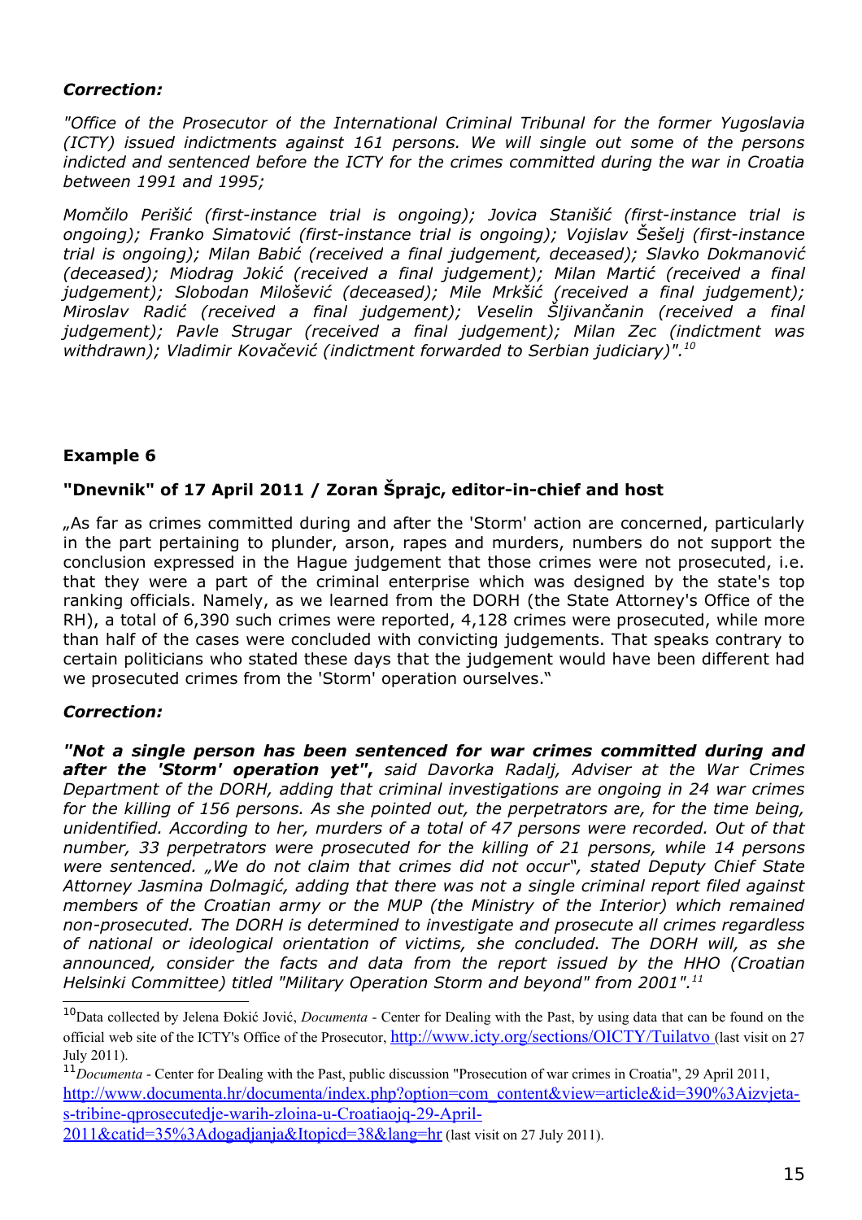***Correction:***

*"Office of the Prosecutor of the International Criminal Tribunal for the former Yugoslavia (ICTY) issued indictments against 161 persons. We will single out some of the persons indicted and sentenced before the ICTY for the crimes committed during the war in Croatia between 1991 and 1995;*

*Momčilo Perišić (first-instance trial is ongoing); Jovica Stanišić (first-instance trial is ongoing); Franko Simatović (first-instance trial is ongoing); Vojislav Šešelj (first-instance trial is ongoing); Milan Babić (received a final judgement, deceased); Slavko Dokmanović (deceased); Miodrag Jokić (received a final judgement); Milan Martić (received a final judgement); Slobodan Milošević (deceased); Mile Mrkšić (received a final judgement); Miroslav Radić (received a final judgement); Veselin Šljivančanin (received a final judgement); Pavle Strugar (received a final judgement); Milan Zec (indictment was withdrawn); Vladimir Kovačević (indictment forwarded to Serbian judiciary)".*[10]

### Example 6

### "Dnevnik" of 17 April 2011 / Zoran Šprajc, editor-in-chief and host

„As far as crimes committed during and after the 'Storm' action are concerned, particularly in the part pertaining to plunder, arson, rapes and murders, numbers do not support the conclusion expressed in the Hague judgement that those crimes were not prosecuted, i.e. that they were a part of the criminal enterprise which was designed by the state's top ranking officials. Namely, as we learned from the DORH (the State Attorney's Office of the RH), a total of 6,390 such crimes were reported, 4,128 crimes were prosecuted, while more than half of the cases were concluded with convicting judgements. That speaks contrary to certain politicians who stated these days that the judgement would have been different had we prosecuted crimes from the 'Storm' operation ourselves."

***Correction:***

***"Not a single person has been sentenced for war crimes committed during and after the 'Storm' operation yet",*** *said Davorka Radalj, Adviser at the War Crimes Department of the DORH, adding that criminal investigations are ongoing in 24 war crimes for the killing of 156 persons. As she pointed out, the perpetrators are, for the time being, unidentified. According to her, murders of a total of 47 persons were recorded. Out of that number, 33 perpetrators were prosecuted for the killing of 21 persons, while 14 persons were sentenced. „We do not claim that crimes did not occur", stated Deputy Chief State Attorney Jasmina Dolmagić, adding that there was not a single criminal report filed against members of the Croatian army or the MUP (the Ministry of the Interior) which remained non-prosecuted. The DORH is determined to investigate and prosecute all crimes regardless of national or ideological orientation of victims, she concluded. The DORH will, as she announced, consider the facts and data from the report issued by the HHO (Croatian Helsinki Committee) titled "Military Operation Storm and beyond" from 2001".*[11]

---

[10] Data collected by Jelena Đokić Jović, *Documenta* - Center for Dealing with the Past, by using data that can be found on the official web site of the ICTY's Office of the Prosecutor, http://www.icty.org/sections/OICTY/Tuilatvo (last visit on 27 July 2011).

[11] *Documenta* - Center for Dealing with the Past, public discussion "Prosecution of war crimes in Croatia", 29 April 2011, http://www.documenta.hr/documenta/index.php?option=com_content&view=article&id=390%3Aizvjeta-s-tribine-qprosecutedje-warih-zloina-u-Croatiaojq-29-April-2011&catid=35%3Adogadjanja&Itopicd=38&lang=hr (last visit on 27 July 2011).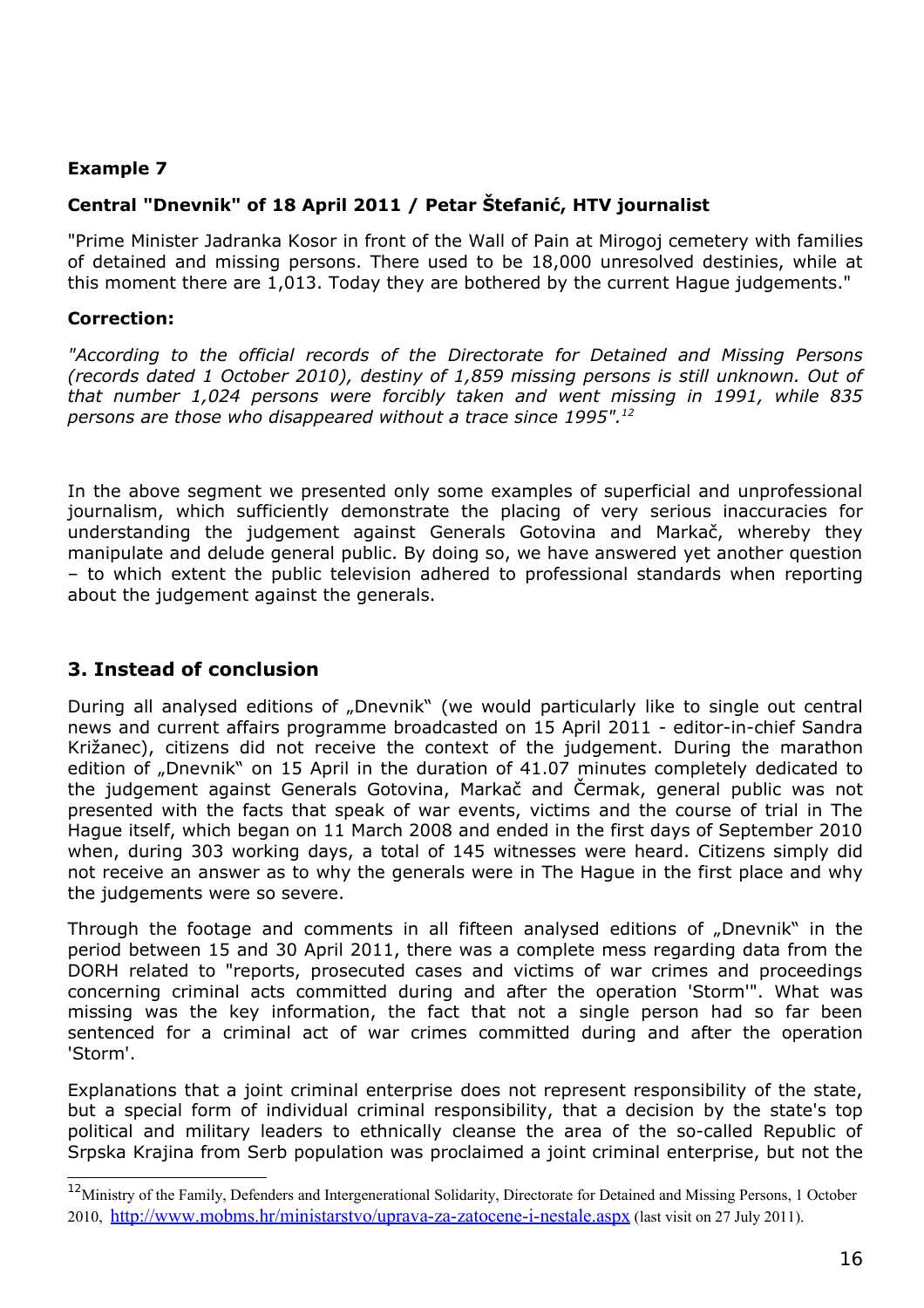### Example 7

### Central "Dnevnik" of 18 April 2011 / Petar Štefanić, HTV journalist

"Prime Minister Jadranka Kosor in front of the Wall of Pain at Mirogoj cemetery with families of detained and missing persons. There used to be 18,000 unresolved destinies, while at this moment there are 1,013. Today they are bothered by the current Hague judgements."

**Correction:**

*"According to the official records of the Directorate for Detained and Missing Persons (records dated 1 October 2010), destiny of 1,859 missing persons is still unknown. Out of that number 1,024 persons were forcibly taken and went missing in 1991, while 835 persons are those who disappeared without a trace since 1995".*[12]

In the above segment we presented only some examples of superficial and unprofessional journalism, which sufficiently demonstrate the placing of very serious inaccuracies for understanding the judgement against Generals Gotovina and Markač, whereby they manipulate and delude general public. By doing so, we have answered yet another question – to which extent the public television adhered to professional standards when reporting about the judgement against the generals.

## 3. Instead of conclusion

During all analysed editions of „Dnevnik" (we would particularly like to single out central news and current affairs programme broadcasted on 15 April 2011 - editor-in-chief Sandra Križanec), citizens did not receive the context of the judgement. During the marathon edition of „Dnevnik" on 15 April in the duration of 41.07 minutes completely dedicated to the judgement against Generals Gotovina, Markač and Čermak, general public was not presented with the facts that speak of war events, victims and the course of trial in The Hague itself, which began on 11 March 2008 and ended in the first days of September 2010 when, during 303 working days, a total of 145 witnesses were heard. Citizens simply did not receive an answer as to why the generals were in The Hague in the first place and why the judgements were so severe.

Through the footage and comments in all fifteen analysed editions of „Dnevnik" in the period between 15 and 30 April 2011, there was a complete mess regarding data from the DORH related to "reports, prosecuted cases and victims of war crimes and proceedings concerning criminal acts committed during and after the operation 'Storm'". What was missing was the key information, the fact that not a single person had so far been sentenced for a criminal act of war crimes committed during and after the operation 'Storm'.

Explanations that a joint criminal enterprise does not represent responsibility of the state, but a special form of individual criminal responsibility, that a decision by the state's top political and military leaders to ethnically cleanse the area of the so-called Republic of Srpska Krajina from Serb population was proclaimed a joint criminal enterprise, but not the

---

[12] Ministry of the Family, Defenders and Intergenerational Solidarity, Directorate for Detained and Missing Persons, 1 October 2010, http://www.mobms.hr/ministarstvo/uprava-za-zatocene-i-nestale.aspx (last visit on 27 July 2011).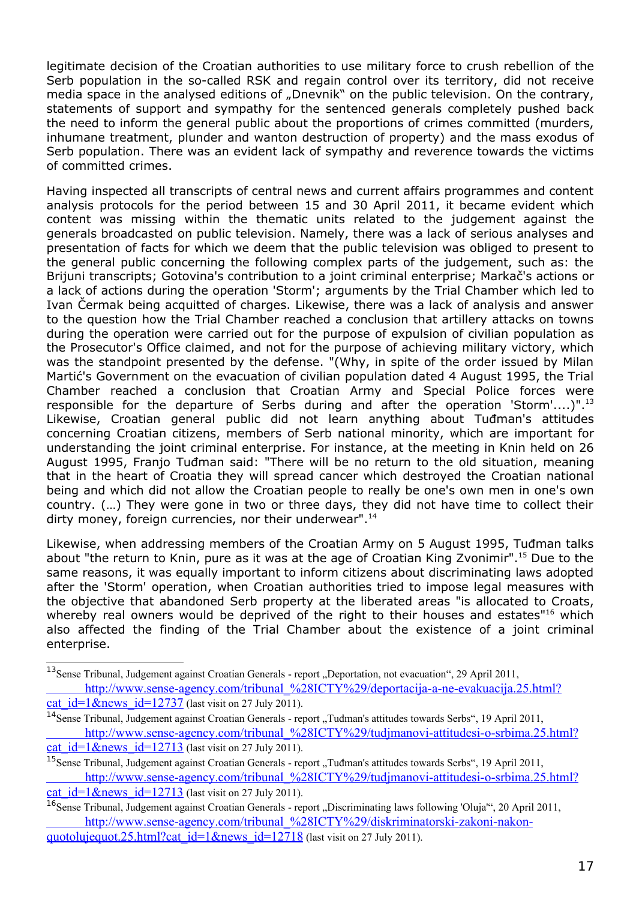legitimate decision of the Croatian authorities to use military force to crush rebellion of the Serb population in the so-called RSK and regain control over its territory, did not receive media space in the analysed editions of „Dnevnik" on the public television. On the contrary, statements of support and sympathy for the sentenced generals completely pushed back the need to inform the general public about the proportions of crimes committed (murders, inhumane treatment, plunder and wanton destruction of property) and the mass exodus of Serb population. There was an evident lack of sympathy and reverence towards the victims of committed crimes.

Having inspected all transcripts of central news and current affairs programmes and content analysis protocols for the period between 15 and 30 April 2011, it became evident which content was missing within the thematic units related to the judgement against the generals broadcasted on public television. Namely, there was a lack of serious analyses and presentation of facts for which we deem that the public television was obliged to present to the general public concerning the following complex parts of the judgement, such as: the Brijuni transcripts; Gotovina's contribution to a joint criminal enterprise; Markač's actions or a lack of actions during the operation 'Storm'; arguments by the Trial Chamber which led to Ivan Čermak being acquitted of charges. Likewise, there was a lack of analysis and answer to the question how the Trial Chamber reached a conclusion that artillery attacks on towns during the operation were carried out for the purpose of expulsion of civilian population as the Prosecutor's Office claimed, and not for the purpose of achieving military victory, which was the standpoint presented by the defense. "(Why, in spite of the order issued by Milan Martić's Government on the evacuation of civilian population dated 4 August 1995, the Trial Chamber reached a conclusion that Croatian Army and Special Police forces were responsible for the departure of Serbs during and after the operation 'Storm'....)".[13] Likewise, Croatian general public did not learn anything about Tuđman's attitudes concerning Croatian citizens, members of Serb national minority, which are important for understanding the joint criminal enterprise. For instance, at the meeting in Knin held on 26 August 1995, Franjo Tuđman said: "There will be no return to the old situation, meaning that in the heart of Croatia they will spread cancer which destroyed the Croatian national being and which did not allow the Croatian people to really be one's own men in one's own country. (…) They were gone in two or three days, they did not have time to collect their dirty money, foreign currencies, nor their underwear".[14]

Likewise, when addressing members of the Croatian Army on 5 August 1995, Tuđman talks about "the return to Knin, pure as it was at the age of Croatian King Zvonimir".[15] Due to the same reasons, it was equally important to inform citizens about discriminating laws adopted after the 'Storm' operation, when Croatian authorities tried to impose legal measures with the objective that abandoned Serb property at the liberated areas "is allocated to Croats, whereby real owners would be deprived of the right to their houses and estates"[16] which also affected the finding of the Trial Chamber about the existence of a joint criminal enterprise.

---

[13] Sense Tribunal, Judgement against Croatian Generals - report „Deportation, not evacuation", 29 April 2011, http://www.sense-agency.com/tribunal_%28ICTY%29/deportacija-a-ne-evakuacija.25.html?cat_id=1&news_id=12737 (last visit on 27 July 2011).

[14] Sense Tribunal, Judgement against Croatian Generals - report „Tuđman's attitudes towards Serbs", 19 April 2011, http://www.sense-agency.com/tribunal_%28ICTY%29/tudjmanovi-attitudesi-o-srbima.25.html?cat_id=1&news_id=12713 (last visit on 27 July 2011).

[15] Sense Tribunal, Judgement against Croatian Generals - report „Tuđman's attitudes towards Serbs", 19 April 2011, http://www.sense-agency.com/tribunal_%28ICTY%29/tudjmanovi-attitudesi-o-srbima.25.html?cat_id=1&news_id=12713 (last visit on 27 July 2011).

[16] Sense Tribunal, Judgement against Croatian Generals - report „Discriminating laws following 'Oluja'", 20 April 2011, http://www.sense-agency.com/tribunal_%28ICTY%29/diskriminatorski-zakoni-nakon-quotolujequot.25.html?cat_id=1&news_id=12718 (last visit on 27 July 2011).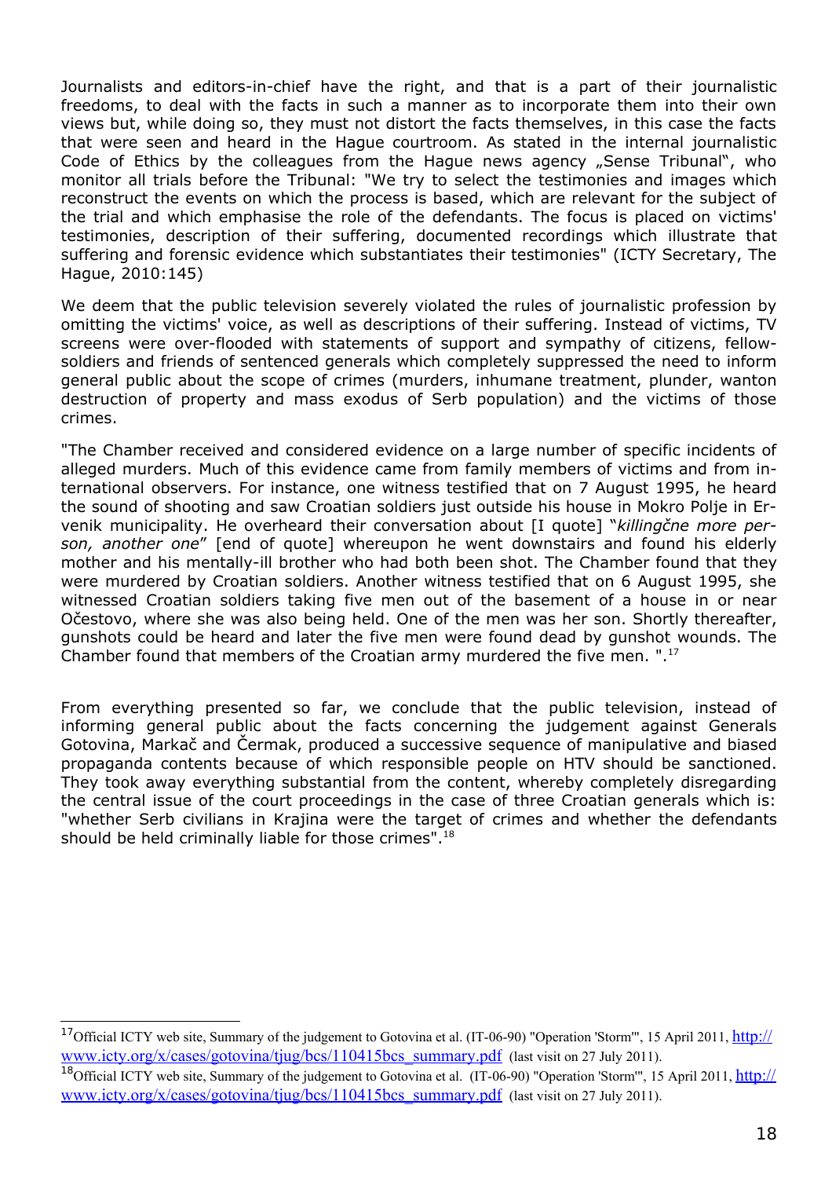Journalists and editors-in-chief have the right, and that is a part of their journalistic freedoms, to deal with the facts in such a manner as to incorporate them into their own views but, while doing so, they must not distort the facts themselves, in this case the facts that were seen and heard in the Hague courtroom. As stated in the internal journalistic Code of Ethics by the colleagues from the Hague news agency „Sense Tribunal", who monitor all trials before the Tribunal: "We try to select the testimonies and images which reconstruct the events on which the process is based, which are relevant for the subject of the trial and which emphasise the role of the defendants. The focus is placed on victims' testimonies, description of their suffering, documented recordings which illustrate that suffering and forensic evidence which substantiates their testimonies" (ICTY Secretary, The Hague, 2010:145)

We deem that the public television severely violated the rules of journalistic profession by omitting the victims' voice, as well as descriptions of their suffering. Instead of victims, TV screens were over-flooded with statements of support and sympathy of citizens, fellow-soldiers and friends of sentenced generals which completely suppressed the need to inform general public about the scope of crimes (murders, inhumane treatment, plunder, wanton destruction of property and mass exodus of Serb population) and the victims of those crimes.

"The Chamber received and considered evidence on a large number of specific incidents of alleged murders. Much of this evidence came from family members of victims and from international observers. For instance, one witness testified that on 7 August 1995, he heard the sound of shooting and saw Croatian soldiers just outside his house in Mokro Polje in Ervenik municipality. He overheard their conversation about [I quote] "*killingčne more person, another one*" [end of quote] whereupon he went downstairs and found his elderly mother and his mentally-ill brother who had both been shot. The Chamber found that they were murdered by Croatian soldiers. Another witness testified that on 6 August 1995, she witnessed Croatian soldiers taking five men out of the basement of a house in or near Očestovo, where she was also being held. One of the men was her son. Shortly thereafter, gunshots could be heard and later the five men were found dead by gunshot wounds. The Chamber found that members of the Croatian army murdered the five men. ".[17]

From everything presented so far, we conclude that the public television, instead of informing general public about the facts concerning the judgement against Generals Gotovina, Markač and Čermak, produced a successive sequence of manipulative and biased propaganda contents because of which responsible people on HTV should be sanctioned. They took away everything substantial from the content, whereby completely disregarding the central issue of the court proceedings in the case of three Croatian generals which is: "whether Serb civilians in Krajina were the target of crimes and whether the defendants should be held criminally liable for those crimes".[18]

---

[17] Official ICTY web site, Summary of the judgement to Gotovina et al. (IT-06-90) "Operation 'Storm'", 15 April 2011, http://www.icty.org/x/cases/gotovina/tjug/bcs/110415bcs_summary.pdf (last visit on 27 July 2011).

[18] Official ICTY web site, Summary of the judgement to Gotovina et al. (IT-06-90) "Operation 'Storm'", 15 April 2011, http://www.icty.org/x/cases/gotovina/tjug/bcs/110415bcs_summary.pdf (last visit on 27 July 2011).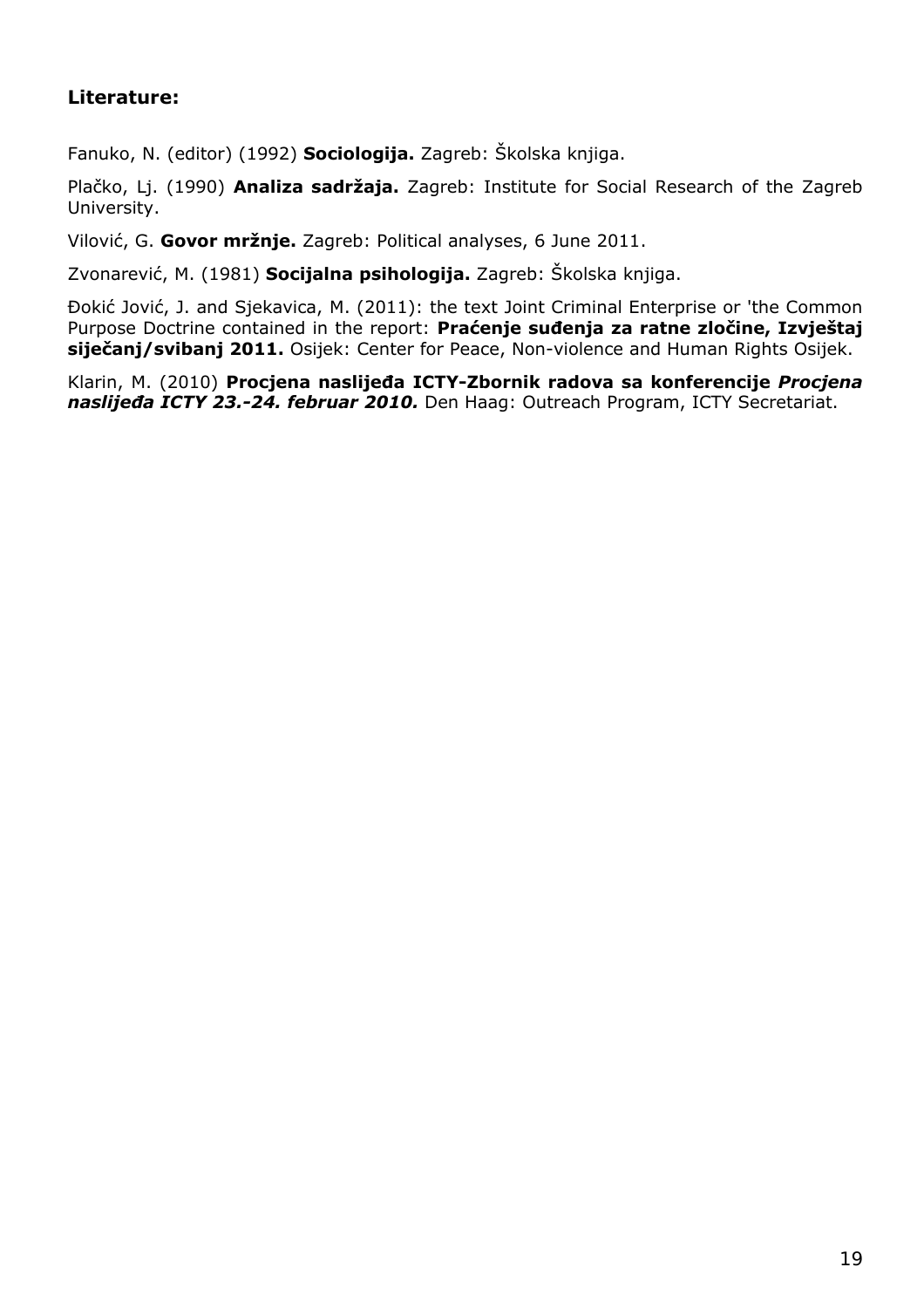**Literature:**

Fanuko, N. (editor) (1992) **Sociologija.** Zagreb: Školska knjiga.

Plačko, Lj. (1990) **Analiza sadržaja.** Zagreb: Institute for Social Research of the Zagreb University.

Vilović, G. **Govor mržnje.** Zagreb: Political analyses, 6 June 2011.

Zvonarević, M. (1981) **Socijalna psihologija.** Zagreb: Školska knjiga.

Đokić Jović, J. and Sjekavica, M. (2011): the text Joint Criminal Enterprise or 'the Common Purpose Doctrine contained in the report: **Praćenje suđenja za ratne zločine, Izvještaj siječanj/svibanj 2011.** Osijek: Center for Peace, Non-violence and Human Rights Osijek.

Klarin, M. (2010) **Procjena naslijeđa ICTY-Zbornik radova sa konferencije *Procjena naslijeđa ICTY 23.-24. februar 2010.*** Den Haag: Outreach Program, ICTY Secretariat.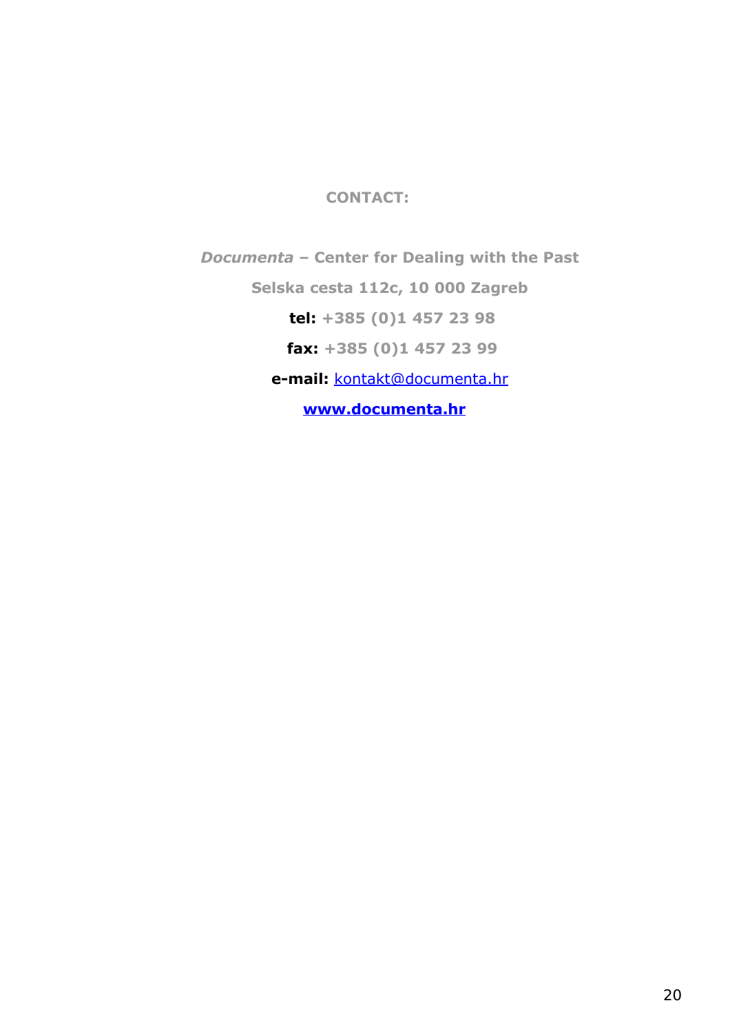**CONTACT:**

***Documenta*** **– Center for Dealing with the Past**

**Selska cesta 112c, 10 000 Zagreb**

**tel:** **+385 (0)1 457 23 98**

**fax:** **+385 (0)1 457 23 99**

**e-mail:** kontakt@documenta.hr

**www.documenta.hr**